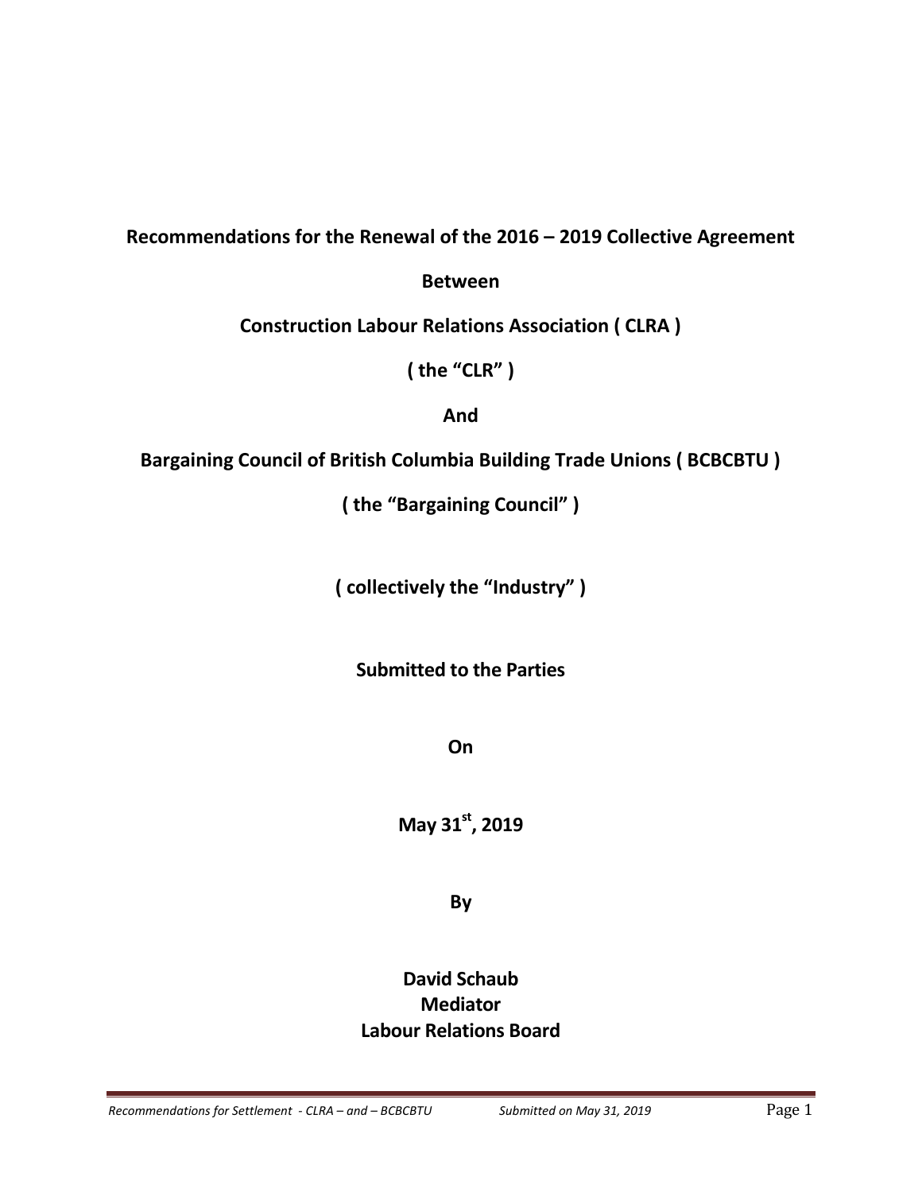**Recommendations for the Renewal of the 2016 – 2019 Collective Agreement**

**Between**

**Construction Labour Relations Association ( CLRA )**

**( the "CLR" )**

**And**

**Bargaining Council of British Columbia Building Trade Unions ( BCBCBTU )**

**( the "Bargaining Council" )**

**( collectively the "Industry" )**

**Submitted to the Parties**

**On**

**May 31st, 2019**

**By**

**David Schaub**
**Mediator**
**Labour Relations Board**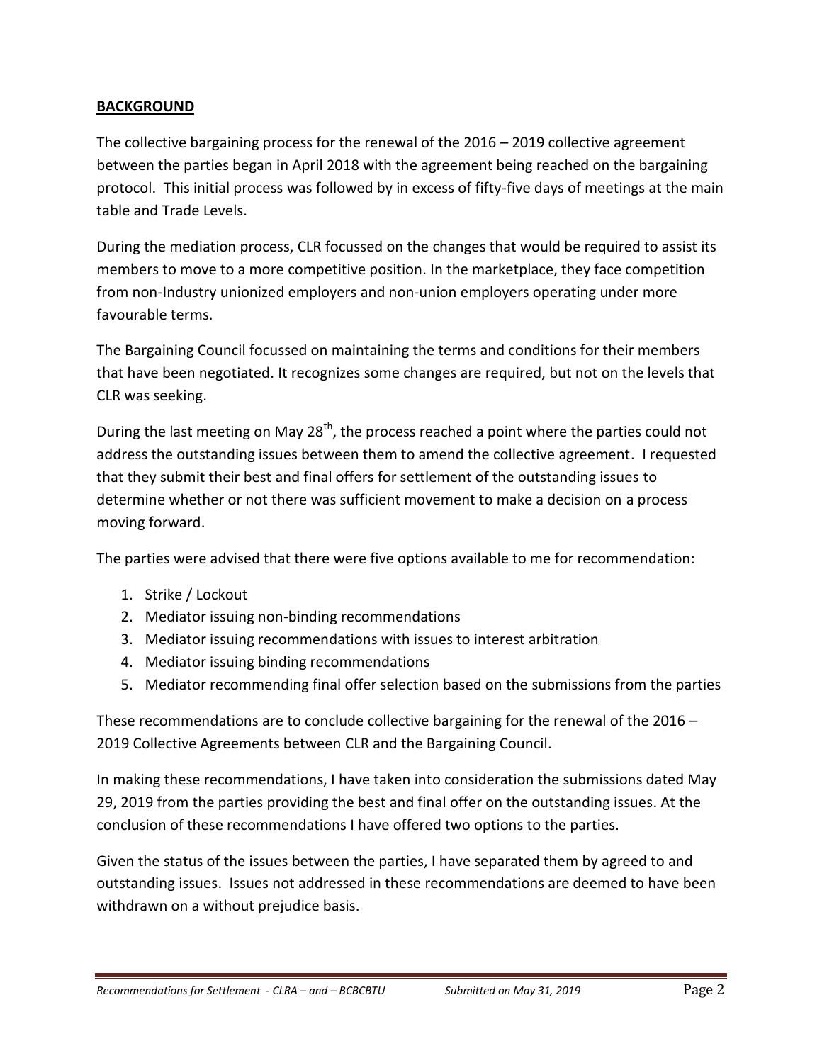## BACKGROUND

The collective bargaining process for the renewal of the 2016 – 2019 collective agreement between the parties began in April 2018 with the agreement being reached on the bargaining protocol. This initial process was followed by in excess of fifty-five days of meetings at the main table and Trade Levels.

During the mediation process, CLR focussed on the changes that would be required to assist its members to move to a more competitive position. In the marketplace, they face competition from non-Industry unionized employers and non-union employers operating under more favourable terms.

The Bargaining Council focussed on maintaining the terms and conditions for their members that have been negotiated. It recognizes some changes are required, but not on the levels that CLR was seeking.

During the last meeting on May 28th, the process reached a point where the parties could not address the outstanding issues between them to amend the collective agreement. I requested that they submit their best and final offers for settlement of the outstanding issues to determine whether or not there was sufficient movement to make a decision on a process moving forward.

The parties were advised that there were five options available to me for recommendation:

1. Strike / Lockout
2. Mediator issuing non-binding recommendations
3. Mediator issuing recommendations with issues to interest arbitration
4. Mediator issuing binding recommendations
5. Mediator recommending final offer selection based on the submissions from the parties

These recommendations are to conclude collective bargaining for the renewal of the 2016 – 2019 Collective Agreements between CLR and the Bargaining Council.

In making these recommendations, I have taken into consideration the submissions dated May 29, 2019 from the parties providing the best and final offer on the outstanding issues. At the conclusion of these recommendations I have offered two options to the parties.

Given the status of the issues between the parties, I have separated them by agreed to and outstanding issues. Issues not addressed in these recommendations are deemed to have been withdrawn on a without prejudice basis.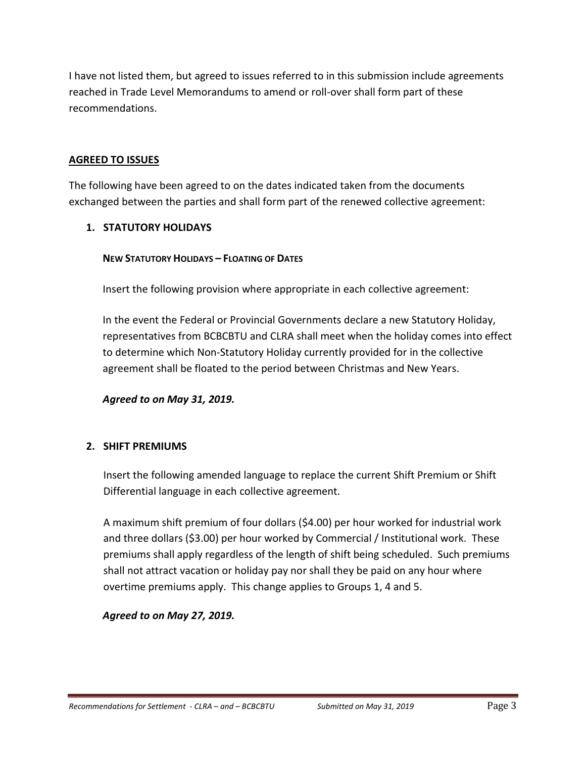I have not listed them, but agreed to issues referred to in this submission include agreements reached in Trade Level Memorandums to amend or roll-over shall form part of these recommendations.

## AGREED TO ISSUES

The following have been agreed to on the dates indicated taken from the documents exchanged between the parties and shall form part of the renewed collective agreement:

### 1. STATUTORY HOLIDAYS

**NEW STATUTORY HOLIDAYS – FLOATING OF DATES**

Insert the following provision where appropriate in each collective agreement:

In the event the Federal or Provincial Governments declare a new Statutory Holiday, representatives from BCBCBTU and CLRA shall meet when the holiday comes into effect to determine which Non-Statutory Holiday currently provided for in the collective agreement shall be floated to the period between Christmas and New Years.

***Agreed to on May 31, 2019.***

### 2. SHIFT PREMIUMS

Insert the following amended language to replace the current Shift Premium or Shift Differential language in each collective agreement.

A maximum shift premium of four dollars ($4.00) per hour worked for industrial work and three dollars ($3.00) per hour worked by Commercial / Institutional work. These premiums shall apply regardless of the length of shift being scheduled. Such premiums shall not attract vacation or holiday pay nor shall they be paid on any hour where overtime premiums apply. This change applies to Groups 1, 4 and 5.

***Agreed to on May 27, 2019.***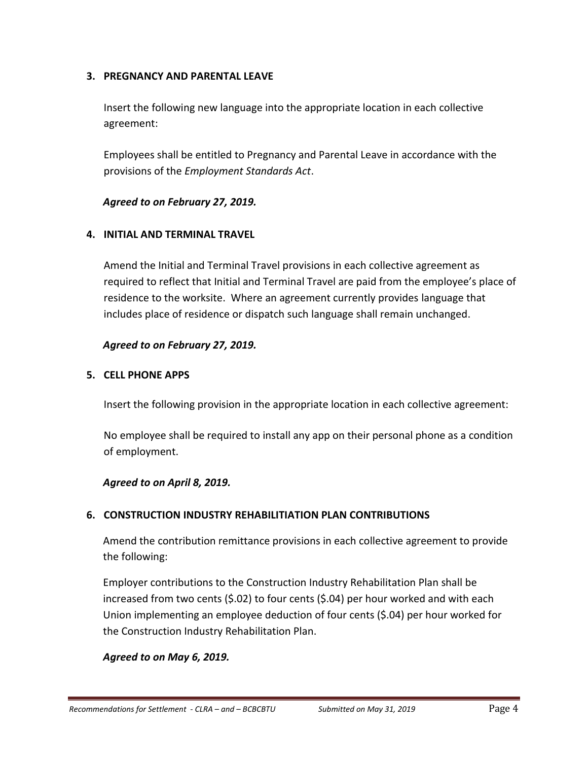## 3. PREGNANCY AND PARENTAL LEAVE

Insert the following new language into the appropriate location in each collective agreement:

Employees shall be entitled to Pregnancy and Parental Leave in accordance with the provisions of the *Employment Standards Act*.

***Agreed to on February 27, 2019.***

## 4. INITIAL AND TERMINAL TRAVEL

Amend the Initial and Terminal Travel provisions in each collective agreement as required to reflect that Initial and Terminal Travel are paid from the employee's place of residence to the worksite. Where an agreement currently provides language that includes place of residence or dispatch such language shall remain unchanged.

***Agreed to on February 27, 2019.***

## 5. CELL PHONE APPS

Insert the following provision in the appropriate location in each collective agreement:

No employee shall be required to install any app on their personal phone as a condition of employment.

***Agreed to on April 8, 2019.***

## 6. CONSTRUCTION INDUSTRY REHABILITIATION PLAN CONTRIBUTIONS

Amend the contribution remittance provisions in each collective agreement to provide the following:

Employer contributions to the Construction Industry Rehabilitation Plan shall be increased from two cents ($.02) to four cents ($.04) per hour worked and with each Union implementing an employee deduction of four cents ($.04) per hour worked for the Construction Industry Rehabilitation Plan.

***Agreed to on May 6, 2019.***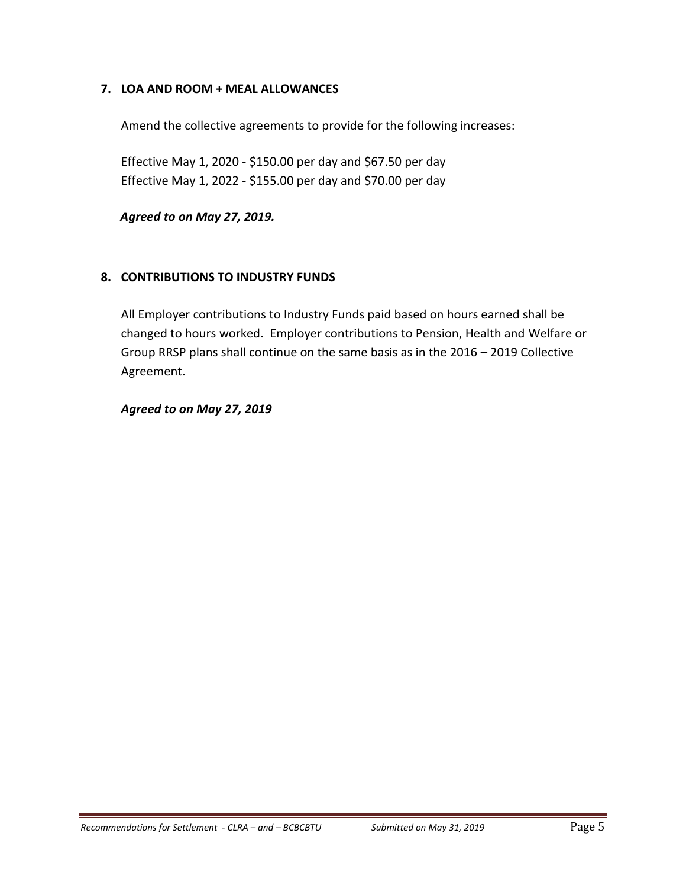## 7. LOA AND ROOM + MEAL ALLOWANCES

Amend the collective agreements to provide for the following increases:

Effective May 1, 2020 - $150.00 per day and $67.50 per day
Effective May 1, 2022 - $155.00 per day and $70.00 per day

***Agreed to on May 27, 2019.***

## 8. CONTRIBUTIONS TO INDUSTRY FUNDS

All Employer contributions to Industry Funds paid based on hours earned shall be changed to hours worked. Employer contributions to Pension, Health and Welfare or Group RRSP plans shall continue on the same basis as in the 2016 – 2019 Collective Agreement.

***Agreed to on May 27, 2019***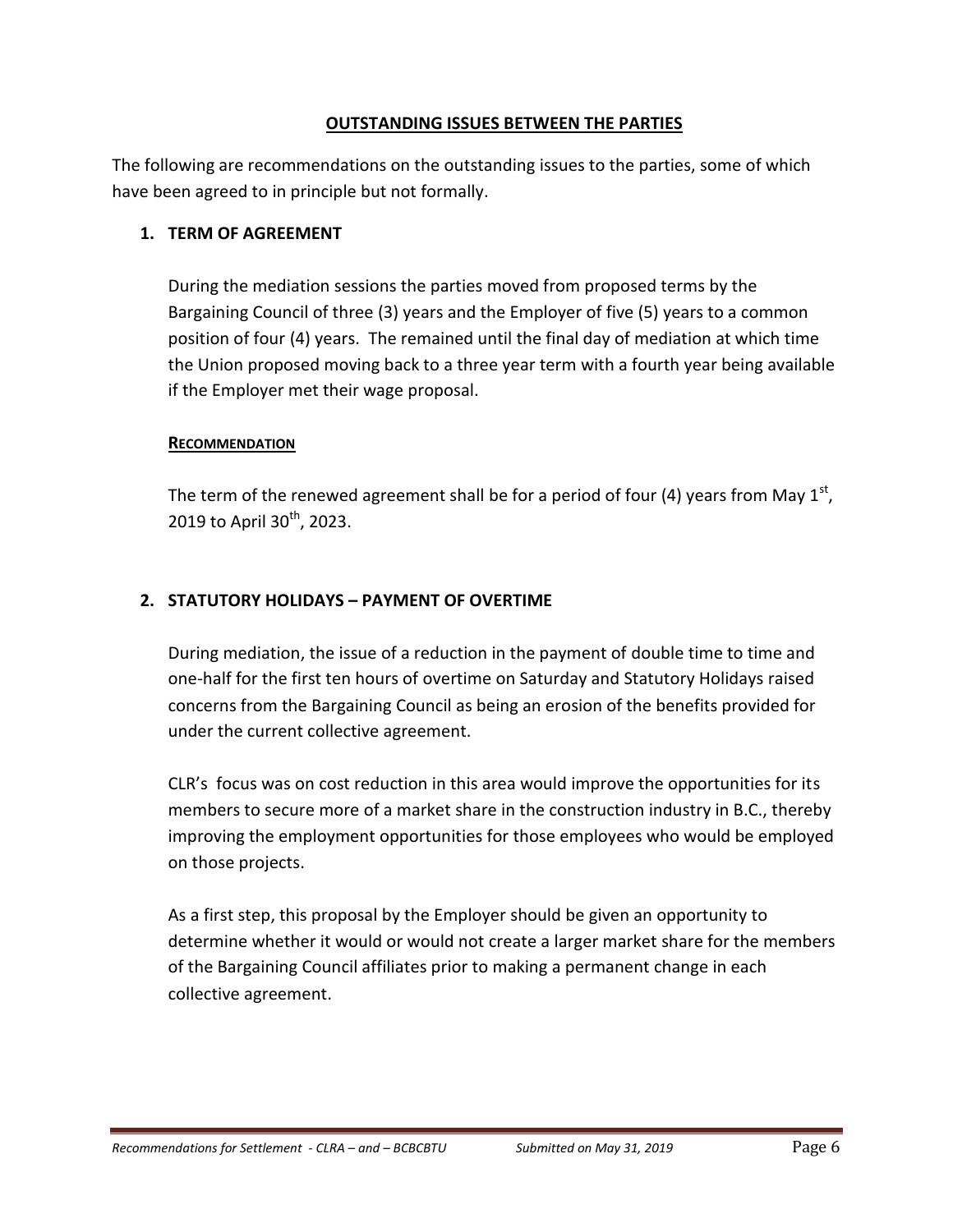## OUTSTANDING ISSUES BETWEEN THE PARTIES

The following are recommendations on the outstanding issues to the parties, some of which have been agreed to in principle but not formally.

### 1. TERM OF AGREEMENT

During the mediation sessions the parties moved from proposed terms by the Bargaining Council of three (3) years and the Employer of five (5) years to a common position of four (4) years. The remained until the final day of mediation at which time the Union proposed moving back to a three year term with a fourth year being available if the Employer met their wage proposal.

**RECOMMENDATION**

The term of the renewed agreement shall be for a period of four (4) years from May 1st, 2019 to April 30th, 2023.

### 2. STATUTORY HOLIDAYS – PAYMENT OF OVERTIME

During mediation, the issue of a reduction in the payment of double time to time and one-half for the first ten hours of overtime on Saturday and Statutory Holidays raised concerns from the Bargaining Council as being an erosion of the benefits provided for under the current collective agreement.

CLR's focus was on cost reduction in this area would improve the opportunities for its members to secure more of a market share in the construction industry in B.C., thereby improving the employment opportunities for those employees who would be employed on those projects.

As a first step, this proposal by the Employer should be given an opportunity to determine whether it would or would not create a larger market share for the members of the Bargaining Council affiliates prior to making a permanent change in each collective agreement.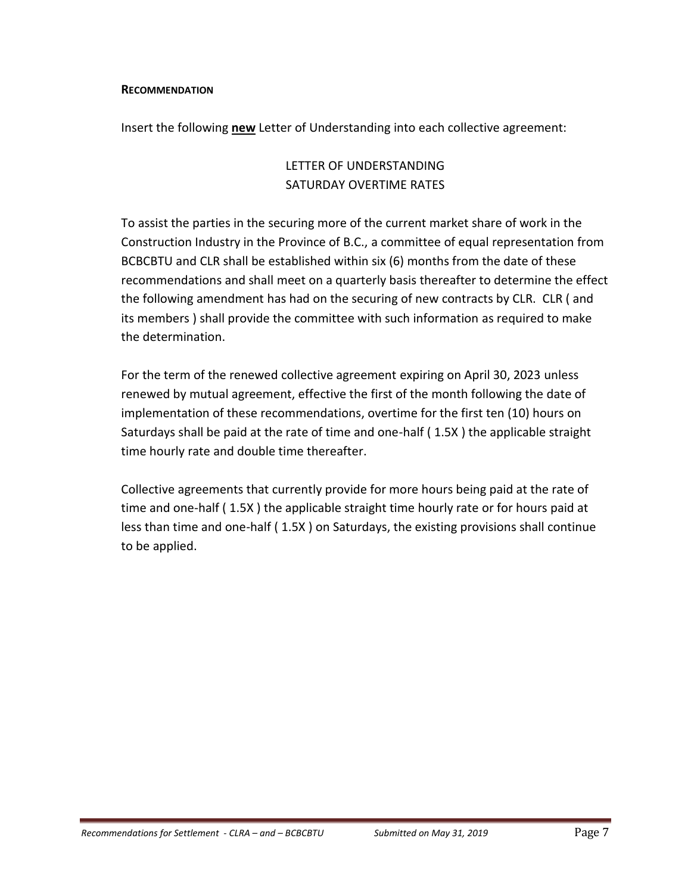**RECOMMENDATION**

Insert the following **new** Letter of Understanding into each collective agreement:

LETTER OF UNDERSTANDING
SATURDAY OVERTIME RATES

To assist the parties in the securing more of the current market share of work in the Construction Industry in the Province of B.C., a committee of equal representation from BCBCBTU and CLR shall be established within six (6) months from the date of these recommendations and shall meet on a quarterly basis thereafter to determine the effect the following amendment has had on the securing of new contracts by CLR. CLR ( and its members ) shall provide the committee with such information as required to make the determination.

For the term of the renewed collective agreement expiring on April 30, 2023 unless renewed by mutual agreement, effective the first of the month following the date of implementation of these recommendations, overtime for the first ten (10) hours on Saturdays shall be paid at the rate of time and one-half ( 1.5X ) the applicable straight time hourly rate and double time thereafter.

Collective agreements that currently provide for more hours being paid at the rate of time and one-half ( 1.5X ) the applicable straight time hourly rate or for hours paid at less than time and one-half ( 1.5X ) on Saturdays, the existing provisions shall continue to be applied.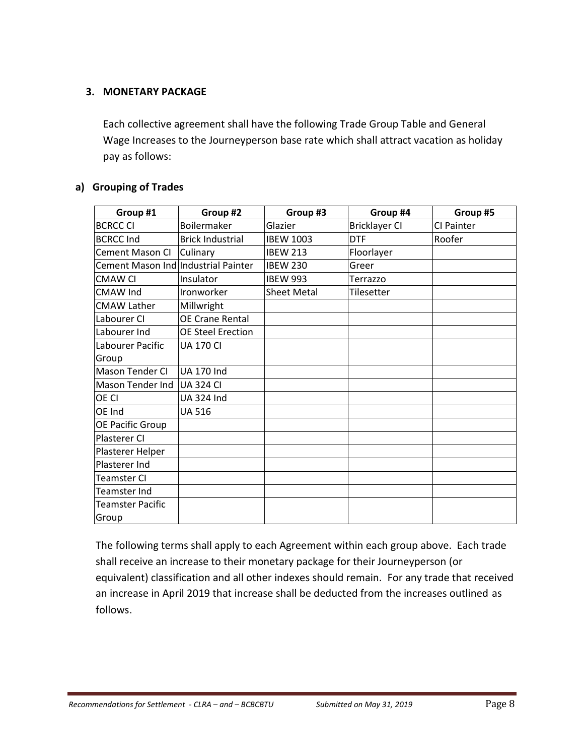### 3. MONETARY PACKAGE

Each collective agreement shall have the following Trade Group Table and General Wage Increases to the Journeyperson base rate which shall attract vacation as holiday pay as follows:

#### a) Grouping of Trades

| Group #1 | Group #2 | Group #3 | Group #4 | Group #5 |
|---|---|---|---|---|
| BCRCC CI | Boilermaker | Glazier | Bricklayer CI | CI Painter |
| BCRCC Ind | Brick Industrial | IBEW 1003 | DTF | Roofer |
| Cement Mason CI | Culinary | IBEW 213 | Floorlayer | |
| Cement Mason Ind | Industrial Painter | IBEW 230 | Greer | |
| CMAW CI | Insulator | IBEW 993 | Terrazzo | |
| CMAW Ind | Ironworker | Sheet Metal | Tilesetter | |
| CMAW Lather | Millwright | | | |
| Labourer CI | OE Crane Rental | | | |
| Labourer Ind | OE Steel Erection | | | |
| Labourer Pacific Group | UA 170 CI | | | |
| Mason Tender CI | UA 170 Ind | | | |
| Mason Tender Ind | UA 324 CI | | | |
| OE CI | UA 324 Ind | | | |
| OE Ind | UA 516 | | | |
| OE Pacific Group | | | | |
| Plasterer CI | | | | |
| Plasterer Helper | | | | |
| Plasterer Ind | | | | |
| Teamster CI | | | | |
| Teamster Ind | | | | |
| Teamster Pacific Group | | | | |

The following terms shall apply to each Agreement within each group above. Each trade shall receive an increase to their monetary package for their Journeyperson (or equivalent) classification and all other indexes should remain. For any trade that received an increase in April 2019 that increase shall be deducted from the increases outlined as follows.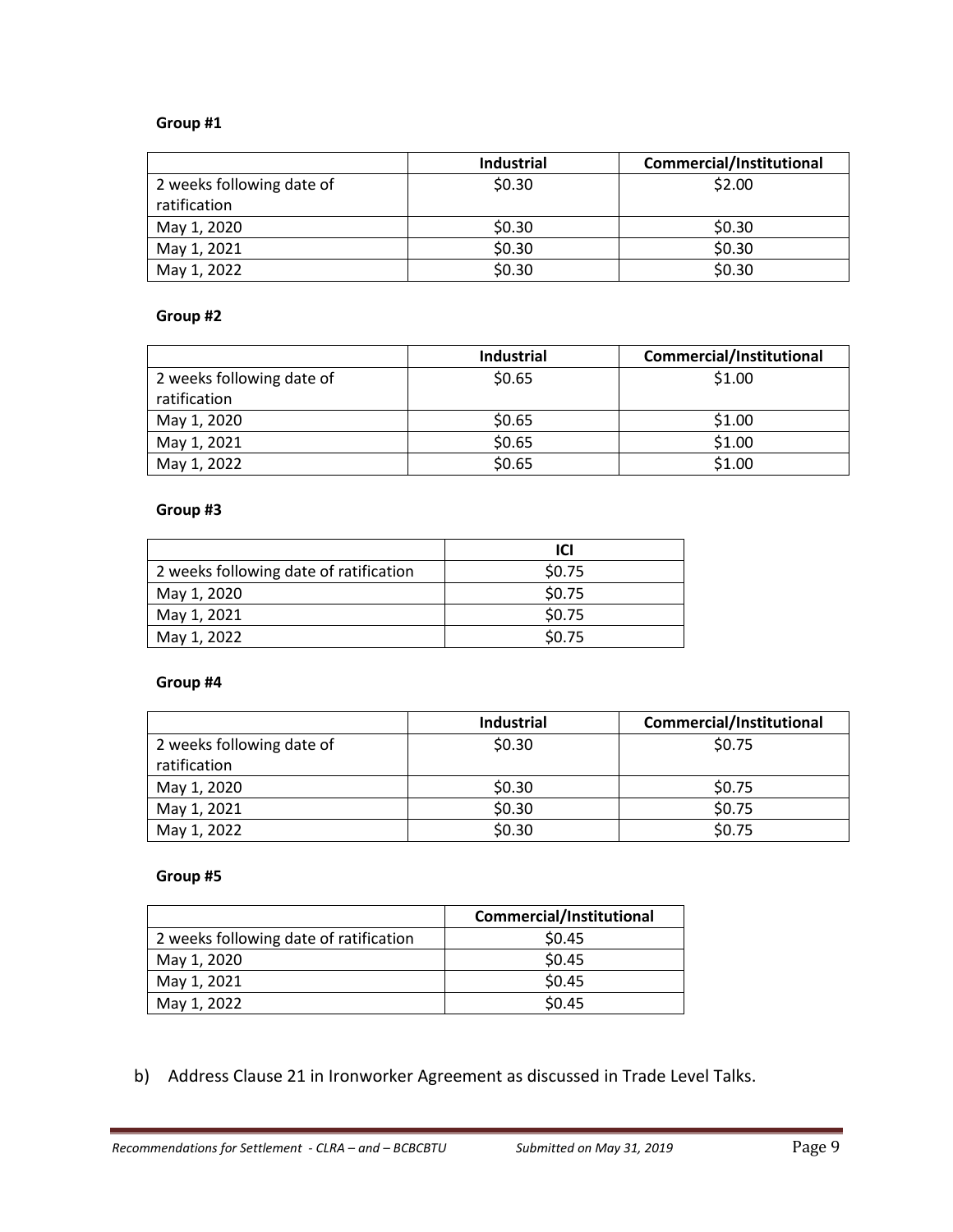**Group #1**

| | Industrial | Commercial/Institutional |
|---|---|---|
| 2 weeks following date of ratification | $0.30 | $2.00 |
| May 1, 2020 | $0.30 | $0.30 |
| May 1, 2021 | $0.30 | $0.30 |
| May 1, 2022 | $0.30 | $0.30 |

**Group #2**

| | Industrial | Commercial/Institutional |
|---|---|---|
| 2 weeks following date of ratification | $0.65 | $1.00 |
| May 1, 2020 | $0.65 | $1.00 |
| May 1, 2021 | $0.65 | $1.00 |
| May 1, 2022 | $0.65 | $1.00 |

**Group #3**

| | ICI |
|---|---|
| 2 weeks following date of ratification | $0.75 |
| May 1, 2020 | $0.75 |
| May 1, 2021 | $0.75 |
| May 1, 2022 | $0.75 |

**Group #4**

| | Industrial | Commercial/Institutional |
|---|---|---|
| 2 weeks following date of ratification | $0.30 | $0.75 |
| May 1, 2020 | $0.30 | $0.75 |
| May 1, 2021 | $0.30 | $0.75 |
| May 1, 2022 | $0.30 | $0.75 |

**Group #5**

| | Commercial/Institutional |
|---|---|
| 2 weeks following date of ratification | $0.45 |
| May 1, 2020 | $0.45 |
| May 1, 2021 | $0.45 |
| May 1, 2022 | $0.45 |

b) Address Clause 21 in Ironworker Agreement as discussed in Trade Level Talks.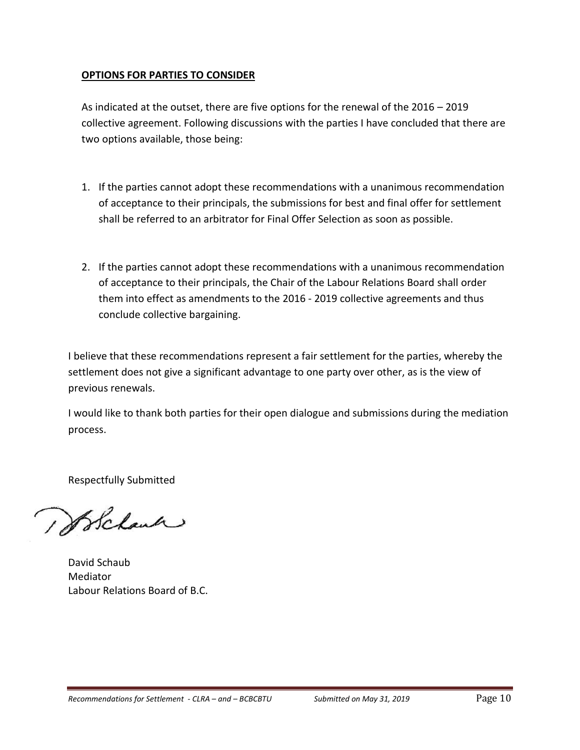**OPTIONS FOR PARTIES TO CONSIDER**

As indicated at the outset, there are five options for the renewal of the 2016 – 2019 collective agreement. Following discussions with the parties I have concluded that there are two options available, those being:

1. If the parties cannot adopt these recommendations with a unanimous recommendation of acceptance to their principals, the submissions for best and final offer for settlement shall be referred to an arbitrator for Final Offer Selection as soon as possible.

2. If the parties cannot adopt these recommendations with a unanimous recommendation of acceptance to their principals, the Chair of the Labour Relations Board shall order them into effect as amendments to the 2016 - 2019 collective agreements and thus conclude collective bargaining.

I believe that these recommendations represent a fair settlement for the parties, whereby the settlement does not give a significant advantage to one party over other, as is the view of previous renewals.

I would like to thank both parties for their open dialogue and submissions during the mediation process.

Respectfully Submitted

David Schaub
Mediator
Labour Relations Board of B.C.